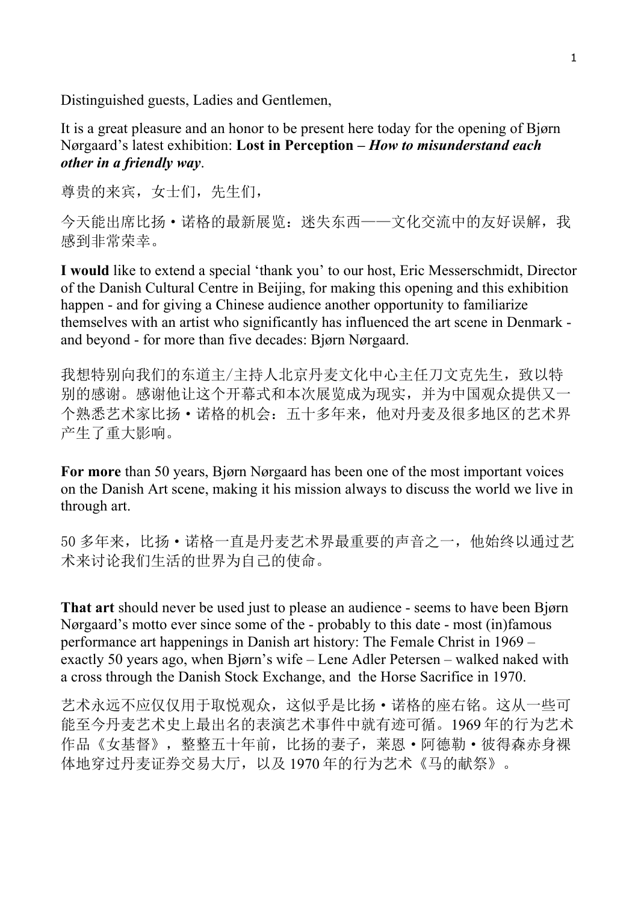Distinguished guests, Ladies and Gentlemen,

It is a great pleasure and an honor to be present here today for the opening of Bjørn Nørgaard's latest exhibition: **Lost in Perception –** ***How to misunderstand each other in a friendly way***.

尊贵的来宾，女士们，先生们，

今天能出席比扬・诺格的最新展览：迷失东西——文化交流中的友好误解，我感到非常荣幸。

**I would** like to extend a special 'thank you' to our host, Eric Messerschmidt, Director of the Danish Cultural Centre in Beijing, for making this opening and this exhibition happen - and for giving a Chinese audience another opportunity to familiarize themselves with an artist who significantly has influenced the art scene in Denmark - and beyond - for more than five decades: Bjørn Nørgaard.

我想特别向我们的东道主/主持人北京丹麦文化中心主任刁文克先生，致以特别的感谢。感谢他让这个开幕式和本次展览成为现实，并为中国观众提供又一个熟悉艺术家比扬・诺格的机会：五十多年来，他对丹麦及很多地区的艺术界产生了重大影响。

**For more** than 50 years, Bjørn Nørgaard has been one of the most important voices on the Danish Art scene, making it his mission always to discuss the world we live in through art.

50 多年来，比扬・诺格一直是丹麦艺术界最重要的声音之一，他始终以通过艺术来讨论我们生活的世界为自己的使命。

**That art** should never be used just to please an audience - seems to have been Bjørn Nørgaard's motto ever since some of the - probably to this date - most (in)famous performance art happenings in Danish art history: The Female Christ in 1969 – exactly 50 years ago, when Bjørn's wife – Lene Adler Petersen – walked naked with a cross through the Danish Stock Exchange, and the Horse Sacrifice in 1970.

艺术永远不应仅仅用于取悦观众，这似乎是比扬・诺格的座右铭。这从一些可能至今丹麦艺术史上最出名的表演艺术事件中就有迹可循。1969 年的行为艺术作品《女基督》，整整五十年前，比扬的妻子，莱恩・阿德勒・彼得森赤身裸体地穿过丹麦证券交易大厅，以及 1970 年的行为艺术《马的献祭》。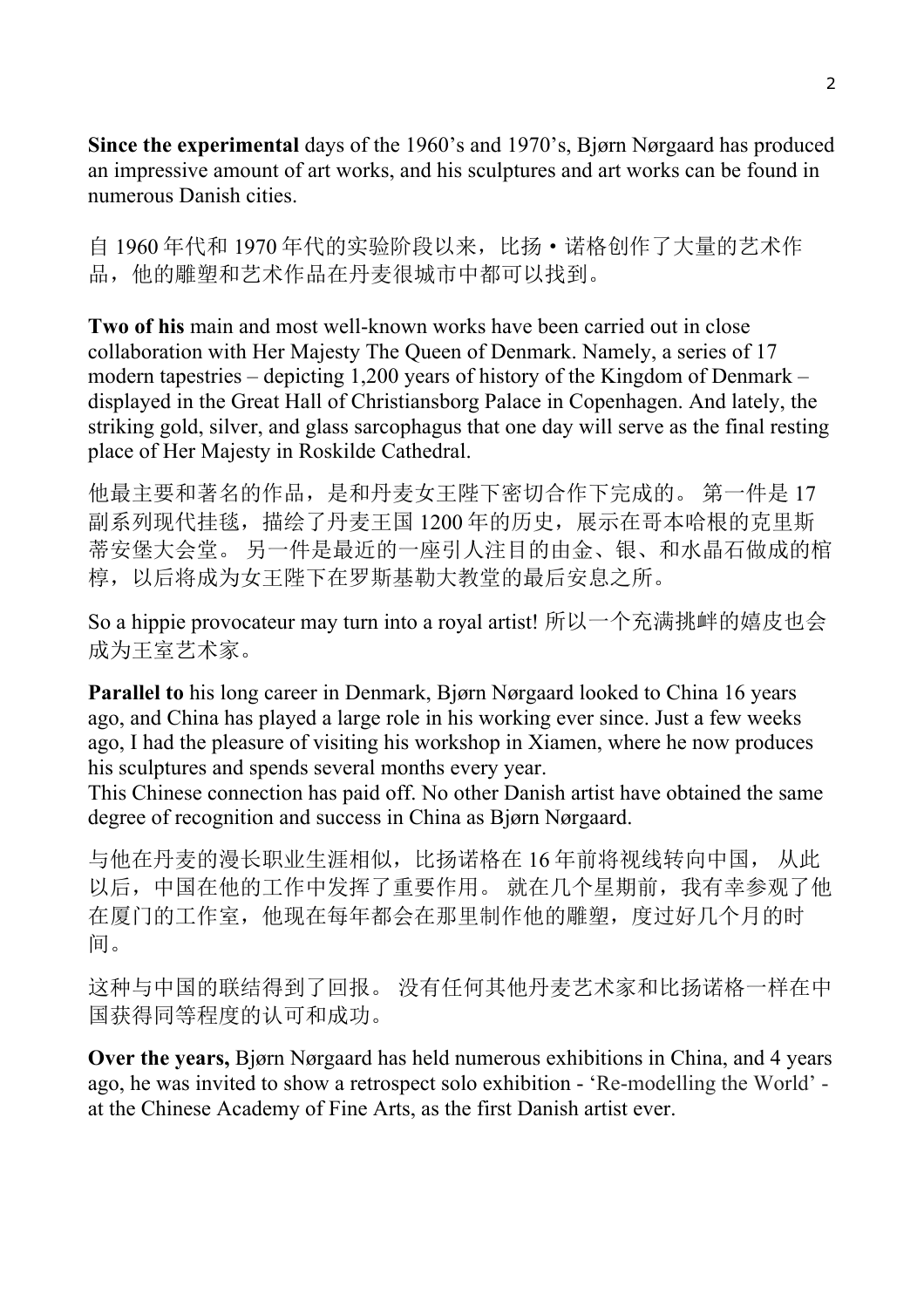**Since the experimental** days of the 1960’s and 1970’s, Bjørn Nørgaard has produced an impressive amount of art works, and his sculptures and art works can be found in numerous Danish cities.

自 1960 年代和 1970 年代的实验阶段以来，比扬・诺格创作了大量的艺术作品，他的雕塑和艺术作品在丹麦很城市中都可以找到。

**Two of his** main and most well-known works have been carried out in close collaboration with Her Majesty The Queen of Denmark. Namely, a series of 17 modern tapestries – depicting 1,200 years of history of the Kingdom of Denmark – displayed in the Great Hall of Christiansborg Palace in Copenhagen. And lately, the striking gold, silver, and glass sarcophagus that one day will serve as the final resting place of Her Majesty in Roskilde Cathedral.

他最主要和著名的作品，是和丹麦女王陛下密切合作下完成的。 第一件是 17 副系列现代挂毯，描绘了丹麦王国 1200 年的历史，展示在哥本哈根的克里斯蒂安堡大会堂。 另一件是最近的一座引人注目的由金、银、和水晶石做成的棺椁，以后将成为女王陛下在罗斯基勒大教堂的最后安息之所。

So a hippie provocateur may turn into a royal artist! 所以一个充满挑衅的嬉皮也会成为王室艺术家。

**Parallel to** his long career in Denmark, Bjørn Nørgaard looked to China 16 years ago, and China has played a large role in his working ever since. Just a few weeks ago, I had the pleasure of visiting his workshop in Xiamen, where he now produces his sculptures and spends several months every year.
This Chinese connection has paid off. No other Danish artist have obtained the same degree of recognition and success in China as Bjørn Nørgaard.

与他在丹麦的漫长职业生涯相似，比扬诺格在 16 年前将视线转向中国， 从此以后，中国在他的工作中发挥了重要作用。 就在几个星期前，我有幸参观了他在厦门的工作室，他现在每年都会在那里制作他的雕塑，度过好几个月的时间。

这种与中国的联结得到了回报。 没有任何其他丹麦艺术家和比扬诺格一样在中国获得同等程度的认可和成功。

**Over the years,** Bjørn Nørgaard has held numerous exhibitions in China, and 4 years ago, he was invited to show a retrospect solo exhibition - ‘Re-modelling the World’ - at the Chinese Academy of Fine Arts, as the first Danish artist ever.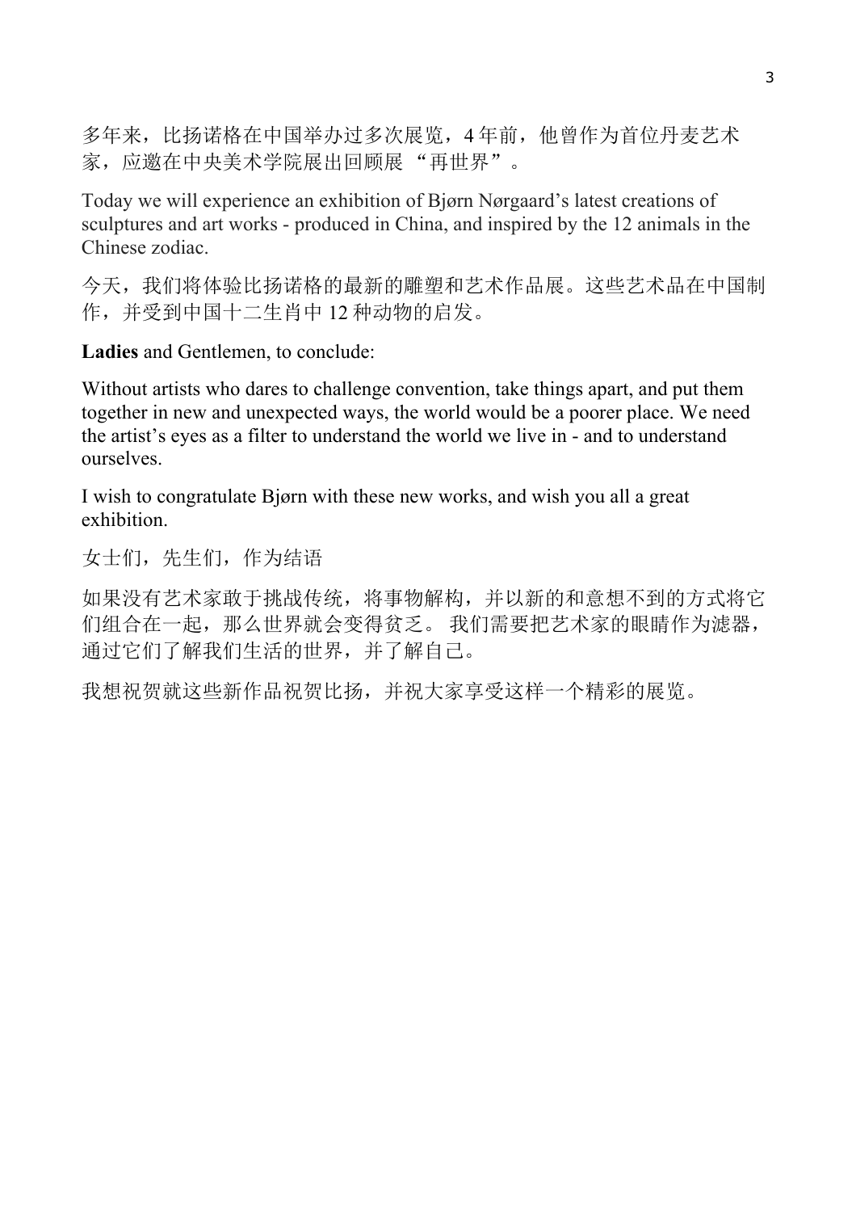多年来，比扬诺格在中国举办过多次展览，4 年前，他曾作为首位丹麦艺术家，应邀在中央美术学院展出回顾展 “再世界”。

Today we will experience an exhibition of Bjørn Nørgaard’s latest creations of sculptures and art works - produced in China, and inspired by the 12 animals in the Chinese zodiac.

今天，我们将体验比扬诺格的最新的雕塑和艺术作品展。这些艺术品在中国制作，并受到中国十二生肖中 12 种动物的启发。

**Ladies** and Gentlemen, to conclude:

Without artists who dares to challenge convention, take things apart, and put them together in new and unexpected ways, the world would be a poorer place. We need the artist’s eyes as a filter to understand the world we live in - and to understand ourselves.

I wish to congratulate Bjørn with these new works, and wish you all a great exhibition.

女士们，先生们，作为结语

如果没有艺术家敢于挑战传统，将事物解构，并以新的和意想不到的方式将它们组合在一起，那么世界就会变得贫乏。 我们需要把艺术家的眼睛作为滤器，通过它们了解我们生活的世界，并了解自己。

我想祝贺就这些新作品祝贺比扬，并祝大家享受这样一个精彩的展览。